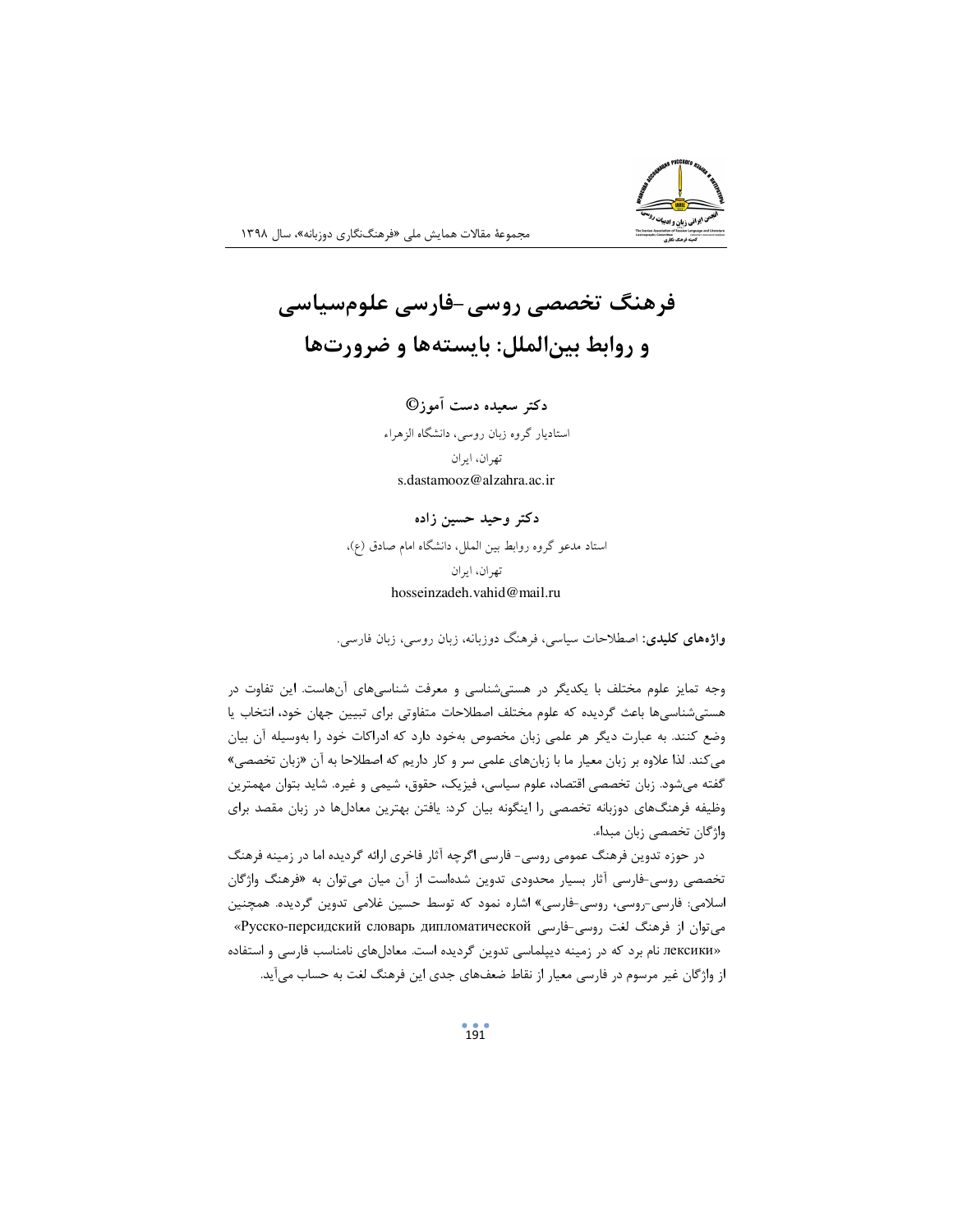# فرهنگ تخصصی روسی-فارسی علوم‌سیاسی و روابط بین‌الملل: بایسته‌ها و ضرورت‌ها

**دکتر سعیده دست آموز©**

استادیار گروه زبان روسی، دانشگاه الزهراء

تهران، ایران

s.dastamooz@alzahra.ac.ir

**دکتر وحید حسین زاده**

استاد مدعو گروه روابط بین الملل، دانشگاه امام صادق (ع)،

تهران، ایران

hosseinzadeh.vahid@mail.ru

**واژه‌های کلیدی:** اصطلاحات سیاسی، فرهنگ دوزبانه، زبان روسی، زبان فارسی.

وجه تمایز علوم مختلف با یکدیگر در هستی‌شناسی و معرفت شناسی‌های آن‌هاست. این تفاوت در هستی‌شناسی‌ها باعث گردیده که علوم مختلف اصطلاحات متفاوتی برای تبیین جهان خود، انتخاب یا وضع کنند. به عبارت دیگر هر علمی زبان مخصوص به‌خود دارد که ادراکات خود را به‌وسیله آن بیان می‌کند. لذا علاوه بر زبان معیار ما با زبان‌های علمی سر و کار داریم که اصطلاحا به آن «زبان تخصصی» گفته می‌شود. زبان تخصصی اقتصاد، علوم سیاسی، فیزیک، حقوق، شیمی و غیره. شاید بتوان مهمترین وظیفه فرهنگ‌های دوزبانه تخصصی را اینگونه بیان کرد: یافتن بهترین معادل‌ها در زبان مقصد برای واژگان تخصصی زبان مبداء.

در حوزه تدوین فرهنگ عمومی روسی- فارسی اگرچه آثار فاخری ارائه گردیده اما در زمینه فرهنگ تخصصی روسی-فارسی آثار بسیار محدودی تدوین شده‌است از آن میان می‌توان به «فرهنگ واژگان اسلامی: فارسی-روسی، روسی-فارسی» اشاره نمود که توسط حسین غلامی تدوین گردیده. همچنین می‌توان از فرهنگ لغت روسی-فارسی «Русско-персидский словарь дипломатической лексики» نام برد که در زمینه دیپلماسی تدوین گردیده است. معادل‌های نامناسب فارسی و استفاده از واژگان غیر مرسوم در فارسی معیار از نقاط ضعف‌های جدی این فرهنگ لغت به حساب می‌آید.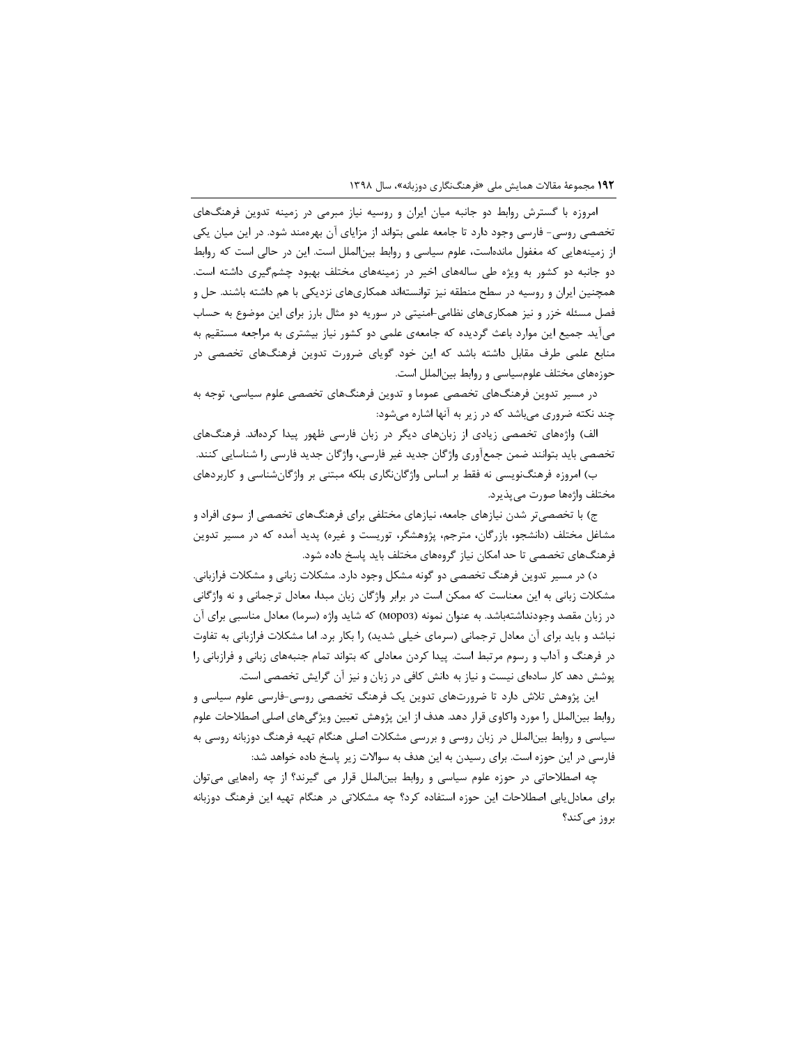امروزه با گسترش روابط دو جانبه میان ایران و روسیه نیاز مبرمی در زمینه تدوین فرهنگ‌های تخصصی روسی- فارسی وجود دارد تا جامعه علمی بتواند از مزایای آن بهره‌مند شود. در این میان یکی از زمینه‌هایی که مغفول مانده‌است، علوم سیاسی و روابط بین‌الملل است. این در حالی است که روابط دو جانبه دو کشور به ویژه طی سالههای اخیر در زمینه‌های مختلف بهبود چشم‌گیری داشته است. همچنین ایران و روسیه در سطح منطقه نیز توانسته‌اند همکاری‌های نزدیکی با هم داشته باشند. حل و فصل مسئله خزر و نیز همکاری‌های نظامی-امنیتی در سوریه دو مثال بارز برای این موضوع به حساب می‌آید. جمیع این موارد باعث گردیده که جامعه‌ی علمی دو کشور نیاز بیشتری به مراجعه مستقیم به منابع علمی طرف مقابل داشته باشد که این خود گویای ضرورت تدوین فرهنگ‌های تخصصی در حوزه‌های مختلف علوم‌سیاسی و روابط بین‌الملل است.

در مسیر تدوین فرهنگ‌های تخصصی عموما و تدوین فرهنگ‌های تخصصی علوم سیاسی، توجه به چند نکته ضروری می‌باشد که در زیر به آنها اشاره می‌شود:

الف) واژه‌های تخصصی زیادی از زبان‌های دیگر در زبان فارسی ظهور پیدا کرده‌اند. فرهنگ‌های تخصصی باید بتوانند ضمن جمع‌آوری واژگان جدید غیر فارسی، واژگان جدید فارسی را شناسایی کنند.

ب) امروزه فرهنگ‌نویسی نه فقط بر اساس واژگان‌نگاری بلکه مبتنی بر واژگان‌شناسی و کاربردهای مختلف واژه‌ها صورت می‌پذیرد.

ج) با تخصصی‌تر شدن نیازهای جامعه، نیازهای مختلفی برای فرهنگ‌های تخصصی از سوی افراد و مشاغل مختلف (دانشجو، بازرگان، مترجم، پژوهشگر، توریست و غیره) پدید آمده که در مسیر تدوین فرهنگ‌های تخصصی تا حد امکان نیاز گروه‌های مختلف باید پاسخ داده شود.

د) در مسیر تدوین فرهنگ تخصصی دو گونه مشکل وجود دارد. مشکلات زبانی و مشکلات فرازبانی. مشکلات زبانی به این معناست که ممکن است در برابر واژگان زبان مبدا، معادل ترجمانی و نه واژگانی در زبان مقصد وجودنداشته‌باشد. به عنوان نمونه (мороз) که شاید واژه (سرما) معادل مناسبی برای آن نباشد و باید برای آن معادل ترجمانی (سرمای خیلی شدید) را بکار برد. اما مشکلات فرازبانی به تفاوت در فرهنگ و آداب و رسوم مرتبط است. پیدا کردن معادلی که بتواند تمام جنبه‌های زبانی و فرازبانی را پوشش دهد کار ساده‌ای نیست و نیاز به دانش کافی در زبان و نیز آن گرایش تخصصی است.

این پژوهش تلاش دارد تا ضرورت‌های تدوین یک فرهنگ تخصصی روسی-فارسی علوم سیاسی و روابط بین‌الملل را مورد واکاوی قرار دهد. هدف از این پژوهش تعیین ویژگی‌های اصلی اصطلاحات علوم سیاسی و روابط بین‌الملل در زبان روسی و بررسی مشکلات اصلی هنگام تهیه فرهنگ دوزبانه روسی به فارسی در این حوزه است. برای رسیدن به این هدف به سوالات زیر پاسخ داده خواهد شد:

چه اصطلاحاتی در حوزه علوم سیاسی و روابط بین‌الملل قرار می گیرند؟ از چه راه‌هایی می‌توان برای معادل‌یابی اصطلاحات این حوزه استفاده کرد؟ چه مشکلاتی در هنگام تهیه این فرهنگ دوزبانه بروز می‌کند؟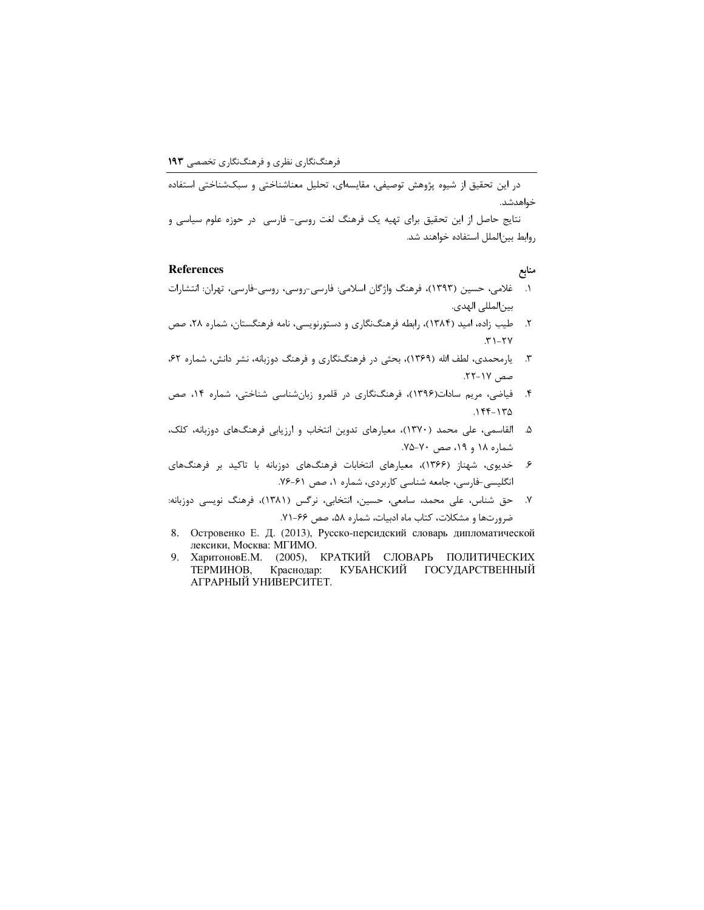در این تحقیق از شیوه پژوهش توصیفی، مقایسه‌ای، تحلیل معناشناختی و سبک‌شناختی استفاده خواهدشد.

نتایج حاصل از این تحقیق برای تهیه یک فرهنگ لغت روسی- فارسی در حوزه علوم سیاسی و روابط بین‌الملل استفاده خواهند شد.

## منابع References

۱. غلامی، حسین (۱۳۹۳)، فرهنگ واژگان اسلامی: فارسی-روسی، روسی-فارسی، تهران: انتشارات بین‌المللی الهدی.

۲. طیب زاده، امید (۱۳۸۴)، رابطه فرهنگ‌نگاری و دستورنویسی، نامه فرهنگستان، شماره ۲۸، صص ۲۷-۳۱.

۳. یارمحمدی، لطف الله (۱۳۶۹)، بحثی در فرهنگ‌نگاری و فرهنگ دوزبانه، نشر دانش، شماره ۶۲، صص ۱۷-۲۲.

۴. فیاضی، مریم سادات(۱۳۹۶)، فرهنگ‌نگاری در قلمرو زبان‌شناسی شناختی، شماره ۱۴، صص ۱۳۵-۱۴۴.

۵. القاسمی، علی محمد (۱۳۷۰)، معیارهای تدوین انتخاب و ارزیابی فرهنگ‌های دوزبانه، کلک، شماره ۱۸ و ۱۹، صص ۷۰-۷۵.

۶. خدیوی، شهناز (۱۳۶۶)، معیارهای انتخابات فرهنگ‌های دوزبانه با تاکید بر فرهنگ‌های انگلیسی-فارسی، جامعه شناسی کاربردی، شماره ۱، صص ۶۱-۷۶.

۷. حق شناس، علی محمد، سامعی، حسین، انتخابی، نرگس (۱۳۸۱)، فرهنگ نویسی دوزبانه: ضرورت‌ها و مشکلات، کتاب ماه ادبیات، شماره ۵۸، صص ۶۶-۷۱.

8. Островенко Е. Д. (2013), Русско-персидский словарь дипломатической лексики, Москва: МГИМО.
9. ХаритоновЕ.М. (2005), КРАТКИЙ СЛОВАРЬ ПОЛИТИЧЕСКИХ ТЕРМИНОВ, Краснодар: КУБАНСКИЙ ГОСУДАРСТВЕННЫЙ АГРАРНЫЙ УНИВЕРСИТЕТ.